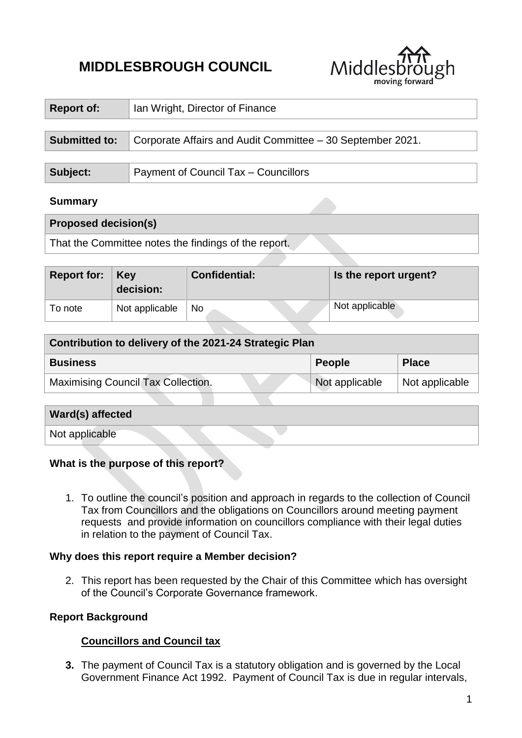# MIDDLESBROUGH COUNCIL

| **Report of:** | Ian Wright, Director of Finance |
|---|---|

| **Submitted to:** | Corporate Affairs and Audit Committee – 30 September 2021. |
|---|---|

| **Subject:** | Payment of Council Tax – Councillors |
|---|---|

**Summary**

| **Proposed decision(s)** |
|---|
| That the Committee notes the findings of the report. |

| **Report for:** | **Key decision:** | **Confidential:** | **Is the report urgent?** |
|---|---|---|---|
| To note | Not applicable | No | Not applicable |

| **Contribution to delivery of the 2021-24 Strategic Plan** | | |
|---|---|---|
| **Business** | **People** | **Place** |
| Maximising Council Tax Collection. | Not applicable | Not applicable |

| **Ward(s) affected** |
|---|
| Not applicable |

**What is the purpose of this report?**

1. To outline the council's position and approach in regards to the collection of Council Tax from Councillors and the obligations on Councillors around meeting payment requests and provide information on councillors compliance with their legal duties in relation to the payment of Council Tax.

**Why does this report require a Member decision?**

2. This report has been requested by the Chair of this Committee which has oversight of the Council's Corporate Governance framework.

**Report Background**

**Councillors and Council tax**

**3.** The payment of Council Tax is a statutory obligation and is governed by the Local Government Finance Act 1992. Payment of Council Tax is due in regular intervals,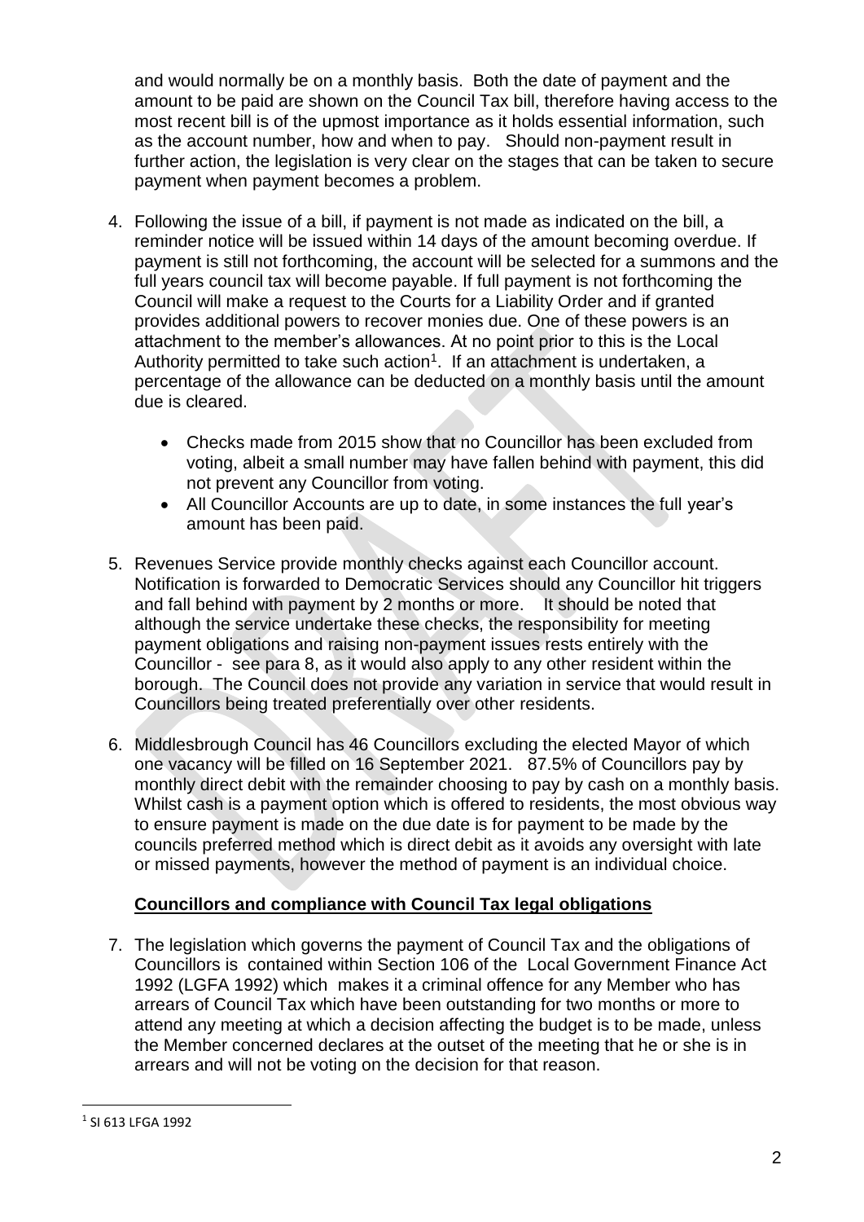and would normally be on a monthly basis. Both the date of payment and the amount to be paid are shown on the Council Tax bill, therefore having access to the most recent bill is of the upmost importance as it holds essential information, such as the account number, how and when to pay. Should non-payment result in further action, the legislation is very clear on the stages that can be taken to secure payment when payment becomes a problem.

4. Following the issue of a bill, if payment is not made as indicated on the bill, a reminder notice will be issued within 14 days of the amount becoming overdue. If payment is still not forthcoming, the account will be selected for a summons and the full years council tax will become payable. If full payment is not forthcoming the Council will make a request to the Courts for a Liability Order and if granted provides additional powers to recover monies due. One of these powers is an attachment to the member's allowances. At no point prior to this is the Local Authority permitted to take such action[1]. If an attachment is undertaken, a percentage of the allowance can be deducted on a monthly basis until the amount due is cleared.

   - Checks made from 2015 show that no Councillor has been excluded from voting, albeit a small number may have fallen behind with payment, this did not prevent any Councillor from voting.
   - All Councillor Accounts are up to date, in some instances the full year's amount has been paid.

5. Revenues Service provide monthly checks against each Councillor account. Notification is forwarded to Democratic Services should any Councillor hit triggers and fall behind with payment by 2 months or more. It should be noted that although the service undertake these checks, the responsibility for meeting payment obligations and raising non-payment issues rests entirely with the Councillor - see para 8, as it would also apply to any other resident within the borough. The Council does not provide any variation in service that would result in Councillors being treated preferentially over other residents.

6. Middlesbrough Council has 46 Councillors excluding the elected Mayor of which one vacancy will be filled on 16 September 2021. 87.5% of Councillors pay by monthly direct debit with the remainder choosing to pay by cash on a monthly basis. Whilst cash is a payment option which is offered to residents, the most obvious way to ensure payment is made on the due date is for payment to be made by the councils preferred method which is direct debit as it avoids any oversight with late or missed payments, however the method of payment is an individual choice.

**<u>Councillors and compliance with Council Tax legal obligations</u>**

7. The legislation which governs the payment of Council Tax and the obligations of Councillors is contained within Section 106 of the Local Government Finance Act 1992 (LGFA 1992) which makes it a criminal offence for any Member who has arrears of Council Tax which have been outstanding for two months or more to attend any meeting at which a decision affecting the budget is to be made, unless the Member concerned declares at the outset of the meeting that he or she is in arrears and will not be voting on the decision for that reason.

[1] SI 613 LFGA 1992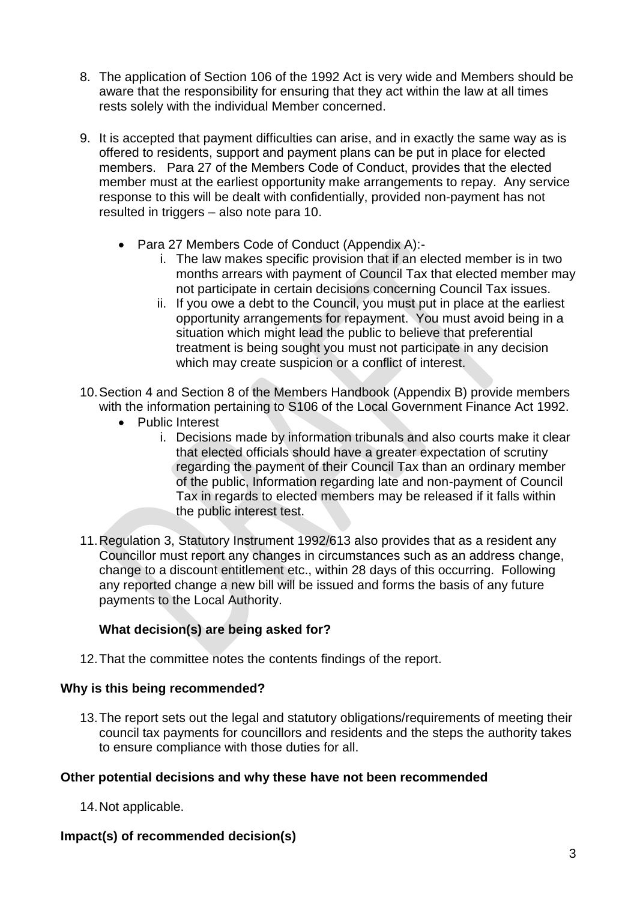8. The application of Section 106 of the 1992 Act is very wide and Members should be aware that the responsibility for ensuring that they act within the law at all times rests solely with the individual Member concerned.

9. It is accepted that payment difficulties can arise, and in exactly the same way as is offered to residents, support and payment plans can be put in place for elected members. Para 27 of the Members Code of Conduct, provides that the elected member must at the earliest opportunity make arrangements to repay. Any service response to this will be dealt with confidentially, provided non-payment has not resulted in triggers – also note para 10.

   - Para 27 Members Code of Conduct (Appendix A):-
     i. The law makes specific provision that if an elected member is in two months arrears with payment of Council Tax that elected member may not participate in certain decisions concerning Council Tax issues.
     ii. If you owe a debt to the Council, you must put in place at the earliest opportunity arrangements for repayment. You must avoid being in a situation which might lead the public to believe that preferential treatment is being sought you must not participate in any decision which may create suspicion or a conflict of interest.

10. Section 4 and Section 8 of the Members Handbook (Appendix B) provide members with the information pertaining to S106 of the Local Government Finance Act 1992.
    - Public Interest
      i. Decisions made by information tribunals and also courts make it clear that elected officials should have a greater expectation of scrutiny regarding the payment of their Council Tax than an ordinary member of the public, Information regarding late and non-payment of Council Tax in regards to elected members may be released if it falls within the public interest test.

11. Regulation 3, Statutory Instrument 1992/613 also provides that as a resident any Councillor must report any changes in circumstances such as an address change, change to a discount entitlement etc., within 28 days of this occurring. Following any reported change a new bill will be issued and forms the basis of any future payments to the Local Authority.

### What decision(s) are being asked for?

12. That the committee notes the contents findings of the report.

### Why is this being recommended?

13. The report sets out the legal and statutory obligations/requirements of meeting their council tax payments for councillors and residents and the steps the authority takes to ensure compliance with those duties for all.

### Other potential decisions and why these have not been recommended

14. Not applicable.

### Impact(s) of recommended decision(s)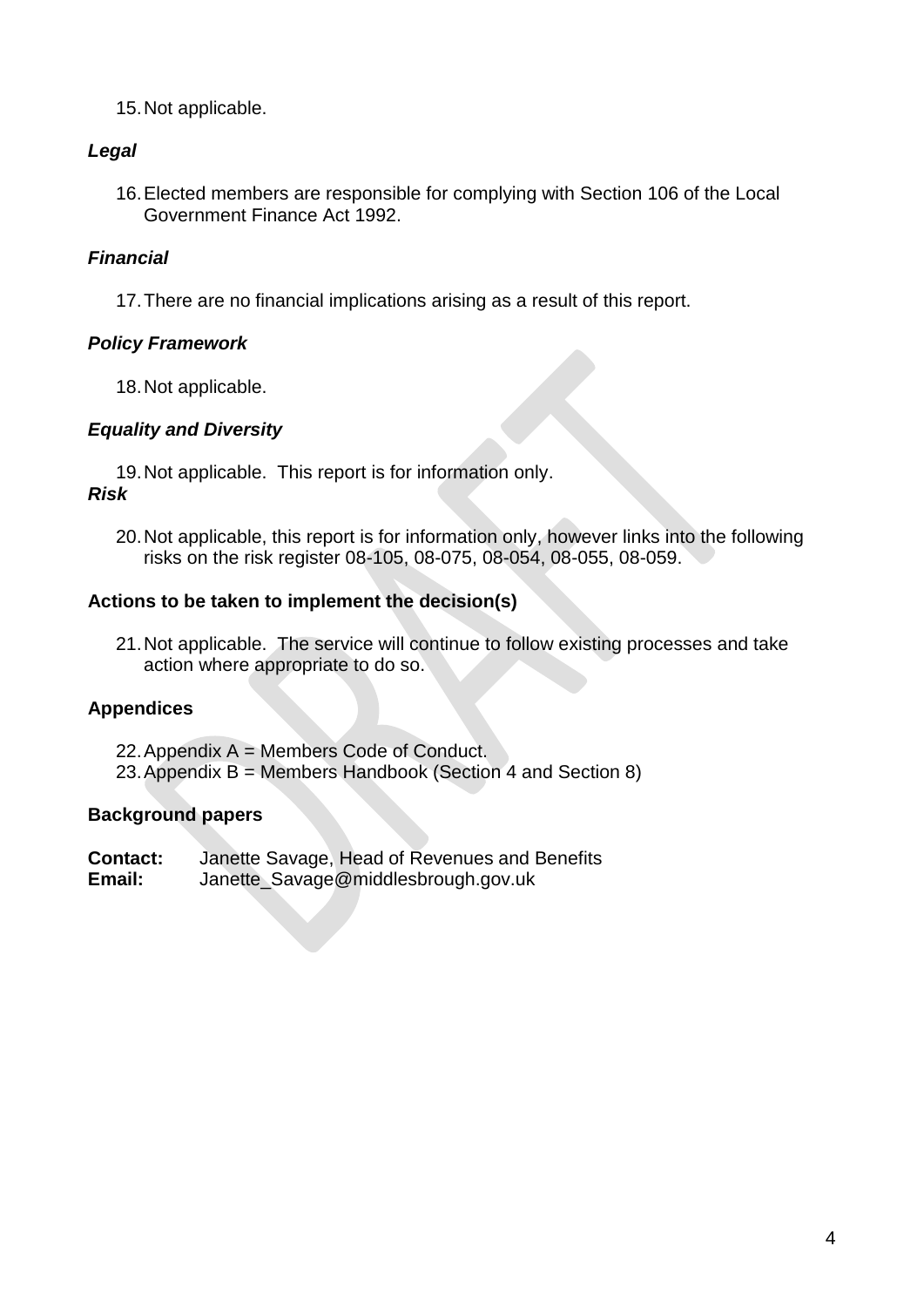15. Not applicable.

### *Legal*

16. Elected members are responsible for complying with Section 106 of the Local Government Finance Act 1992.

### *Financial*

17. There are no financial implications arising as a result of this report.

### *Policy Framework*

18. Not applicable.

### *Equality and Diversity*

19. Not applicable. This report is for information only.

### *Risk*

20. Not applicable, this report is for information only, however links into the following risks on the risk register 08-105, 08-075, 08-054, 08-055, 08-059.

### Actions to be taken to implement the decision(s)

21. Not applicable. The service will continue to follow existing processes and take action where appropriate to do so.

### Appendices

22. Appendix A = Members Code of Conduct.
23. Appendix B = Members Handbook (Section 4 and Section 8)

### Background papers

**Contact:** Janette Savage, Head of Revenues and Benefits
**Email:** Janette_Savage@middlesbrough.gov.uk